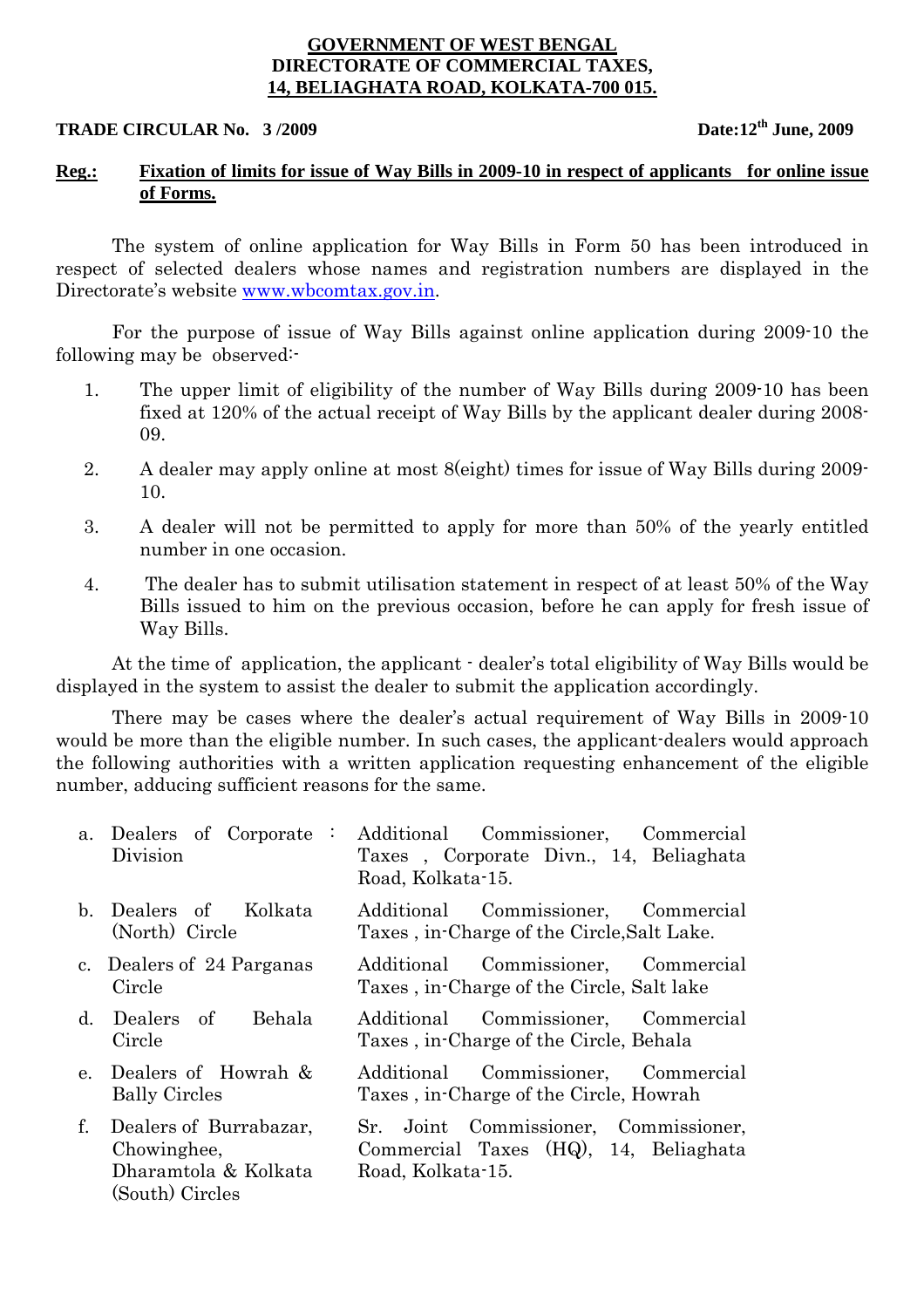**GOVERNMENT OF WEST BENGAL**
**DIRECTORATE OF COMMERCIAL TAXES,**
**14, BELIAGHATA ROAD, KOLKATA-700 015.**

**TRADE CIRCULAR No. 3 /2009** **Date:12th June, 2009**

**Reg.: Fixation of limits for issue of Way Bills in 2009-10 in respect of applicants for online issue of Forms.**

The system of online application for Way Bills in Form 50 has been introduced in respect of selected dealers whose names and registration numbers are displayed in the Directorate's website www.wbcomtax.gov.in.

For the purpose of issue of Way Bills against online application during 2009-10 the following may be observed:-

1. The upper limit of eligibility of the number of Way Bills during 2009-10 has been fixed at 120% of the actual receipt of Way Bills by the applicant dealer during 2008-09.
2. A dealer may apply online at most 8(eight) times for issue of Way Bills during 2009-10.
3. A dealer will not be permitted to apply for more than 50% of the yearly entitled number in one occasion.
4. The dealer has to submit utilisation statement in respect of at least 50% of the Way Bills issued to him on the previous occasion, before he can apply for fresh issue of Way Bills.

At the time of application, the applicant - dealer's total eligibility of Way Bills would be displayed in the system to assist the dealer to submit the application accordingly.

There may be cases where the dealer's actual requirement of Way Bills in 2009-10 would be more than the eligible number. In such cases, the applicant-dealers would approach the following authorities with a written application requesting enhancement of the eligible number, adducing sufficient reasons for the same.

| | | |
|---|---|---|
| a. Dealers of Corporate Division | : | Additional Commissioner, Commercial Taxes , Corporate Divn., 14, Beliaghata Road, Kolkata-15. |
| b. Dealers of Kolkata (North) Circle | | Additional Commissioner, Commercial Taxes , in-Charge of the Circle,Salt Lake. |
| c. Dealers of 24 Parganas Circle | | Additional Commissioner, Commercial Taxes , in-Charge of the Circle, Salt lake |
| d. Dealers of Behala Circle | | Additional Commissioner, Commercial Taxes , in-Charge of the Circle, Behala |
| e. Dealers of Howrah & Bally Circles | | Additional Commissioner, Commercial Taxes , in-Charge of the Circle, Howrah |
| f. Dealers of Burrabazar, Chowinghee, Dharamtola & Kolkata (South) Circles | | Sr. Joint Commissioner, Commissioner, Commercial Taxes (HQ), 14, Beliaghata Road, Kolkata-15. |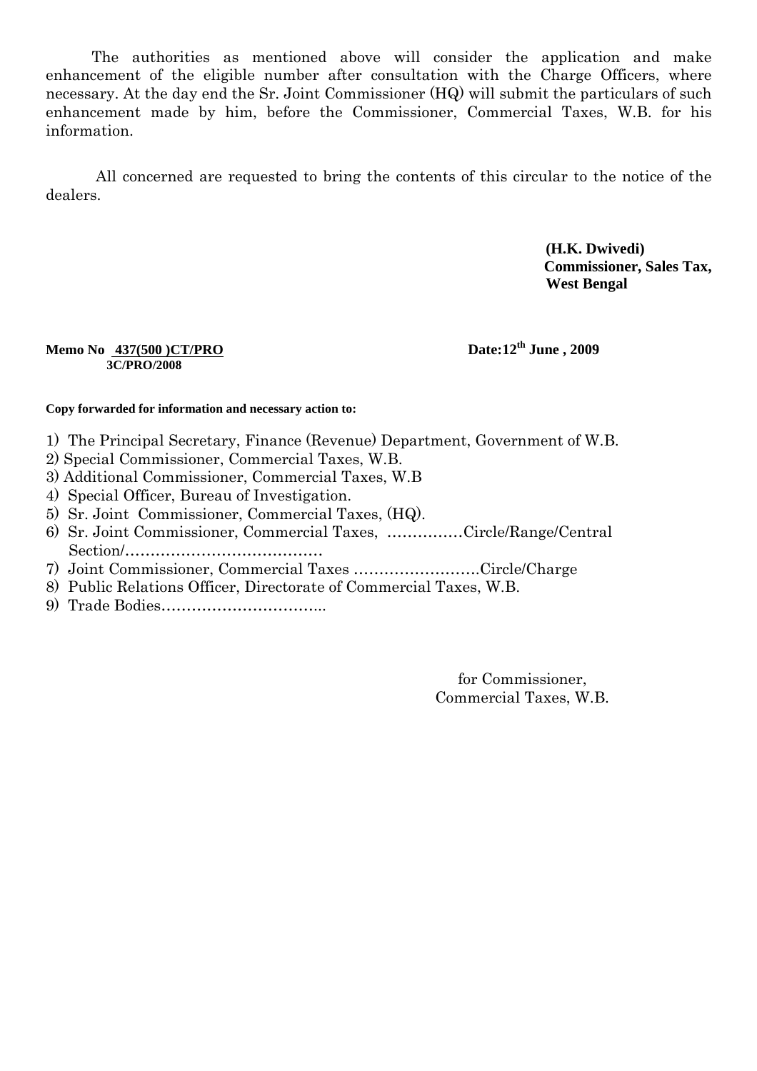The authorities as mentioned above will consider the application and make enhancement of the eligible number after consultation with the Charge Officers, where necessary. At the day end the Sr. Joint Commissioner (HQ) will submit the particulars of such enhancement made by him, before the Commissioner, Commercial Taxes, W.B. for his information.

All concerned are requested to bring the contents of this circular to the notice of the dealers.

**(H.K. Dwivedi)**
**Commissioner, Sales Tax,**
**West Bengal**

**Memo No 437(500 )CT/PRO**
**3C/PRO/2008**

**Date:12th June , 2009**

**Copy forwarded for information and necessary action to:**

1) The Principal Secretary, Finance (Revenue) Department, Government of W.B.
2) Special Commissioner, Commercial Taxes, W.B.
3) Additional Commissioner, Commercial Taxes, W.B
4) Special Officer, Bureau of Investigation.
5) Sr. Joint Commissioner, Commercial Taxes, (HQ).
6) Sr. Joint Commissioner, Commercial Taxes, ……………Circle/Range/Central Section/…………………………………
7) Joint Commissioner, Commercial Taxes …………………….Circle/Charge
8) Public Relations Officer, Directorate of Commercial Taxes, W.B.
9) Trade Bodies…………………………..

for Commissioner,
Commercial Taxes, W.B.